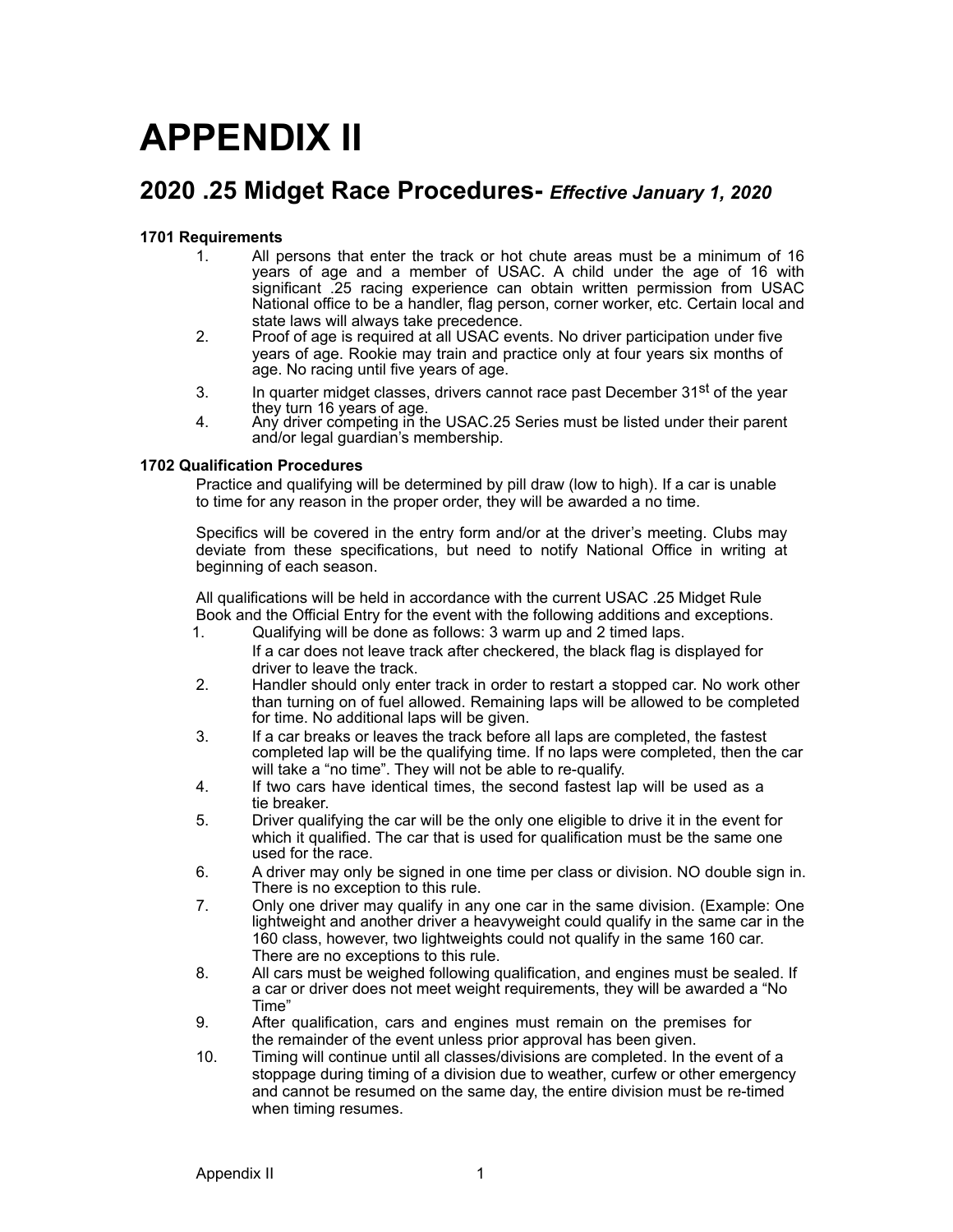# APPENDIX II

## 2020 .25 Midget Race Procedures- *Effective January 1, 2020*

**1701 Requirements**

1. All persons that enter the track or hot chute areas must be a minimum of 16 years of age and a member of USAC. A child under the age of 16 with significant .25 racing experience can obtain written permission from USAC National office to be a handler, flag person, corner worker, etc. Certain local and state laws will always take precedence.
2. Proof of age is required at all USAC events. No driver participation under five years of age. Rookie may train and practice only at four years six months of age. No racing until five years of age.
3. In quarter midget classes, drivers cannot race past December 31st of the year they turn 16 years of age.
4. Any driver competing in the USAC.25 Series must be listed under their parent and/or legal guardian's membership.

**1702 Qualification Procedures**

Practice and qualifying will be determined by pill draw (low to high). If a car is unable to time for any reason in the proper order, they will be awarded a no time.

Specifics will be covered in the entry form and/or at the driver's meeting. Clubs may deviate from these specifications, but need to notify National Office in writing at beginning of each season.

All qualifications will be held in accordance with the current USAC .25 Midget Rule Book and the Official Entry for the event with the following additions and exceptions.

1. Qualifying will be done as follows: 3 warm up and 2 timed laps. If a car does not leave track after checkered, the black flag is displayed for driver to leave the track.
2. Handler should only enter track in order to restart a stopped car. No work other than turning on of fuel allowed. Remaining laps will be allowed to be completed for time. No additional laps will be given.
3. If a car breaks or leaves the track before all laps are completed, the fastest completed lap will be the qualifying time. If no laps were completed, then the car will take a "no time". They will not be able to re-qualify.
4. If two cars have identical times, the second fastest lap will be used as a tie breaker.
5. Driver qualifying the car will be the only one eligible to drive it in the event for which it qualified. The car that is used for qualification must be the same one used for the race.
6. A driver may only be signed in one time per class or division. NO double sign in. There is no exception to this rule.
7. Only one driver may qualify in any one car in the same division. (Example: One lightweight and another driver a heavyweight could qualify in the same car in the 160 class, however, two lightweights could not qualify in the same 160 car. There are no exceptions to this rule.
8. All cars must be weighed following qualification, and engines must be sealed. If a car or driver does not meet weight requirements, they will be awarded a "No Time"
9. After qualification, cars and engines must remain on the premises for the remainder of the event unless prior approval has been given.
10. Timing will continue until all classes/divisions are completed. In the event of a stoppage during timing of a division due to weather, curfew or other emergency and cannot be resumed on the same day, the entire division must be re-timed when timing resumes.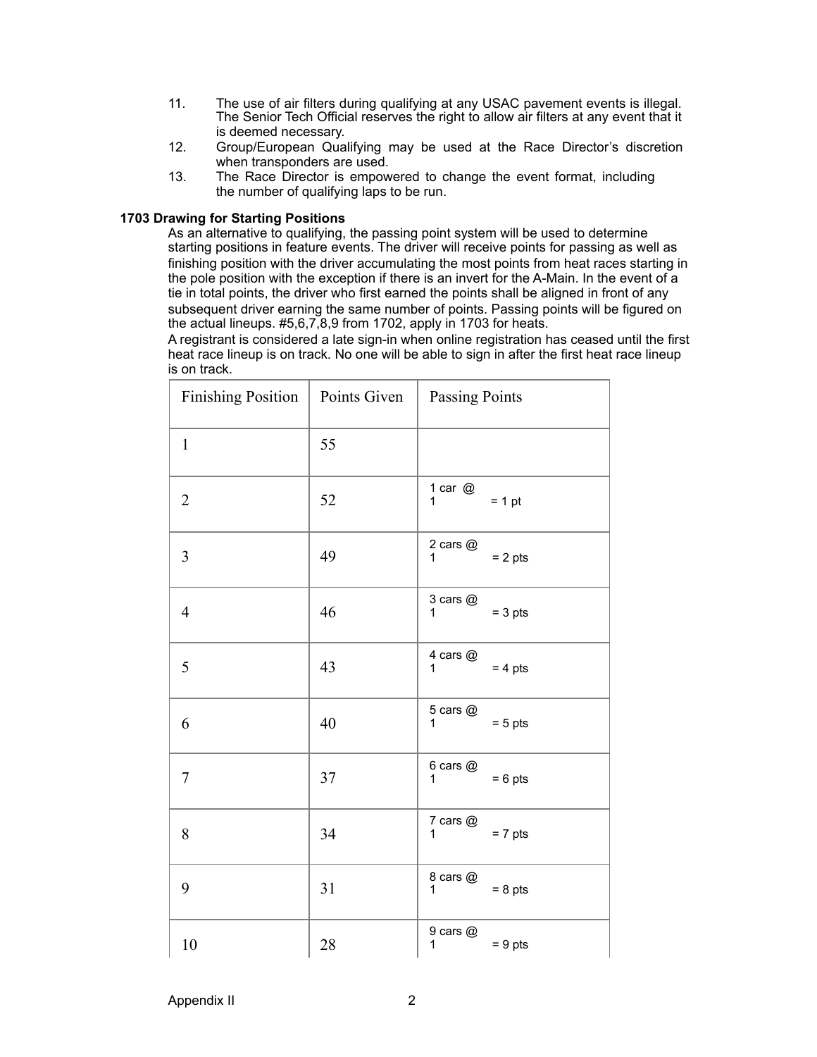11. The use of air filters during qualifying at any USAC pavement events is illegal. The Senior Tech Official reserves the right to allow air filters at any event that it is deemed necessary.
12. Group/European Qualifying may be used at the Race Director's discretion when transponders are used.
13. The Race Director is empowered to change the event format, including the number of qualifying laps to be run.

**1703 Drawing for Starting Positions**

As an alternative to qualifying, the passing point system will be used to determine starting positions in feature events. The driver will receive points for passing as well as finishing position with the driver accumulating the most points from heat races starting in the pole position with the exception if there is an invert for the A-Main. In the event of a tie in total points, the driver who first earned the points shall be aligned in front of any subsequent driver earning the same number of points. Passing points will be figured on the actual lineups. #5,6,7,8,9 from 1702, apply in 1703 for heats.

A registrant is considered a late sign-in when online registration has ceased until the first heat race lineup is on track. No one will be able to sign in after the first heat race lineup is on track.

| Finishing Position | Points Given | Passing Points |
|---|---|---|
| 1 | 55 | |
| 2 | 52 | 1 car @ 1 = 1 pt |
| 3 | 49 | 2 cars @ 1 = 2 pts |
| 4 | 46 | 3 cars @ 1 = 3 pts |
| 5 | 43 | 4 cars @ 1 = 4 pts |
| 6 | 40 | 5 cars @ 1 = 5 pts |
| 7 | 37 | 6 cars @ 1 = 6 pts |
| 8 | 34 | 7 cars @ 1 = 7 pts |
| 9 | 31 | 8 cars @ 1 = 8 pts |
| 10 | 28 | 9 cars @ 1 = 9 pts |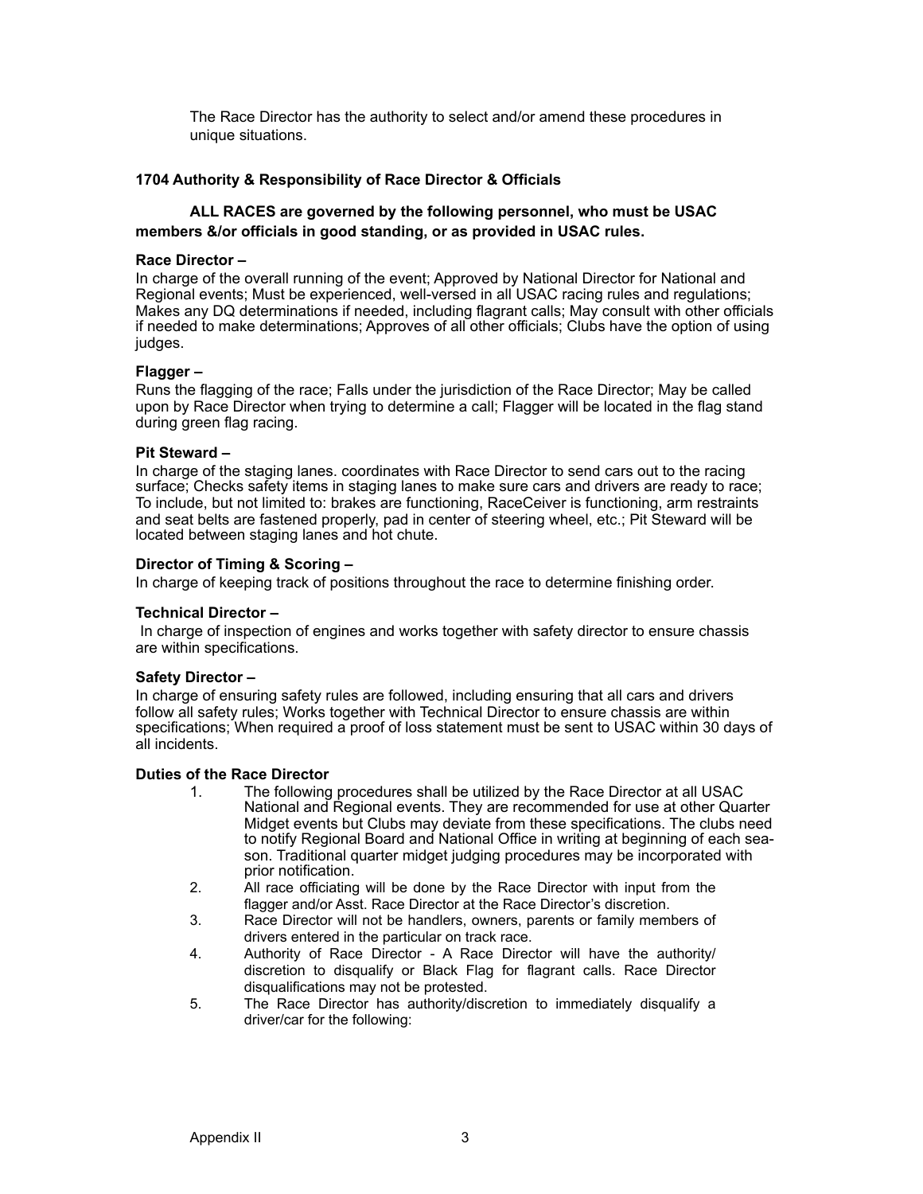The Race Director has the authority to select and/or amend these procedures in unique situations.

### 1704 Authority & Responsibility of Race Director & Officials

**ALL RACES are governed by the following personnel, who must be USAC members &/or officials in good standing, or as provided in USAC rules.**

**Race Director –**
In charge of the overall running of the event; Approved by National Director for National and Regional events; Must be experienced, well-versed in all USAC racing rules and regulations; Makes any DQ determinations if needed, including flagrant calls; May consult with other officials if needed to make determinations; Approves of all other officials; Clubs have the option of using judges.

**Flagger –**
Runs the flagging of the race; Falls under the jurisdiction of the Race Director; May be called upon by Race Director when trying to determine a call; Flagger will be located in the flag stand during green flag racing.

**Pit Steward –**
In charge of the staging lanes. coordinates with Race Director to send cars out to the racing surface; Checks safety items in staging lanes to make sure cars and drivers are ready to race; To include, but not limited to: brakes are functioning, RaceCeiver is functioning, arm restraints and seat belts are fastened properly, pad in center of steering wheel, etc.; Pit Steward will be located between staging lanes and hot chute.

**Director of Timing & Scoring –**
In charge of keeping track of positions throughout the race to determine finishing order.

**Technical Director –**
In charge of inspection of engines and works together with safety director to ensure chassis are within specifications.

**Safety Director –**
In charge of ensuring safety rules are followed, including ensuring that all cars and drivers follow all safety rules; Works together with Technical Director to ensure chassis are within specifications; When required a proof of loss statement must be sent to USAC within 30 days of all incidents.

**Duties of the Race Director**

1. The following procedures shall be utilized by the Race Director at all USAC National and Regional events. They are recommended for use at other Quarter Midget events but Clubs may deviate from these specifications. The clubs need to notify Regional Board and National Office in writing at beginning of each season. Traditional quarter midget judging procedures may be incorporated with prior notification.
2. All race officiating will be done by the Race Director with input from the flagger and/or Asst. Race Director at the Race Director's discretion.
3. Race Director will not be handlers, owners, parents or family members of drivers entered in the particular on track race.
4. Authority of Race Director - A Race Director will have the authority/ discretion to disqualify or Black Flag for flagrant calls. Race Director disqualifications may not be protested.
5. The Race Director has authority/discretion to immediately disqualify a driver/car for the following: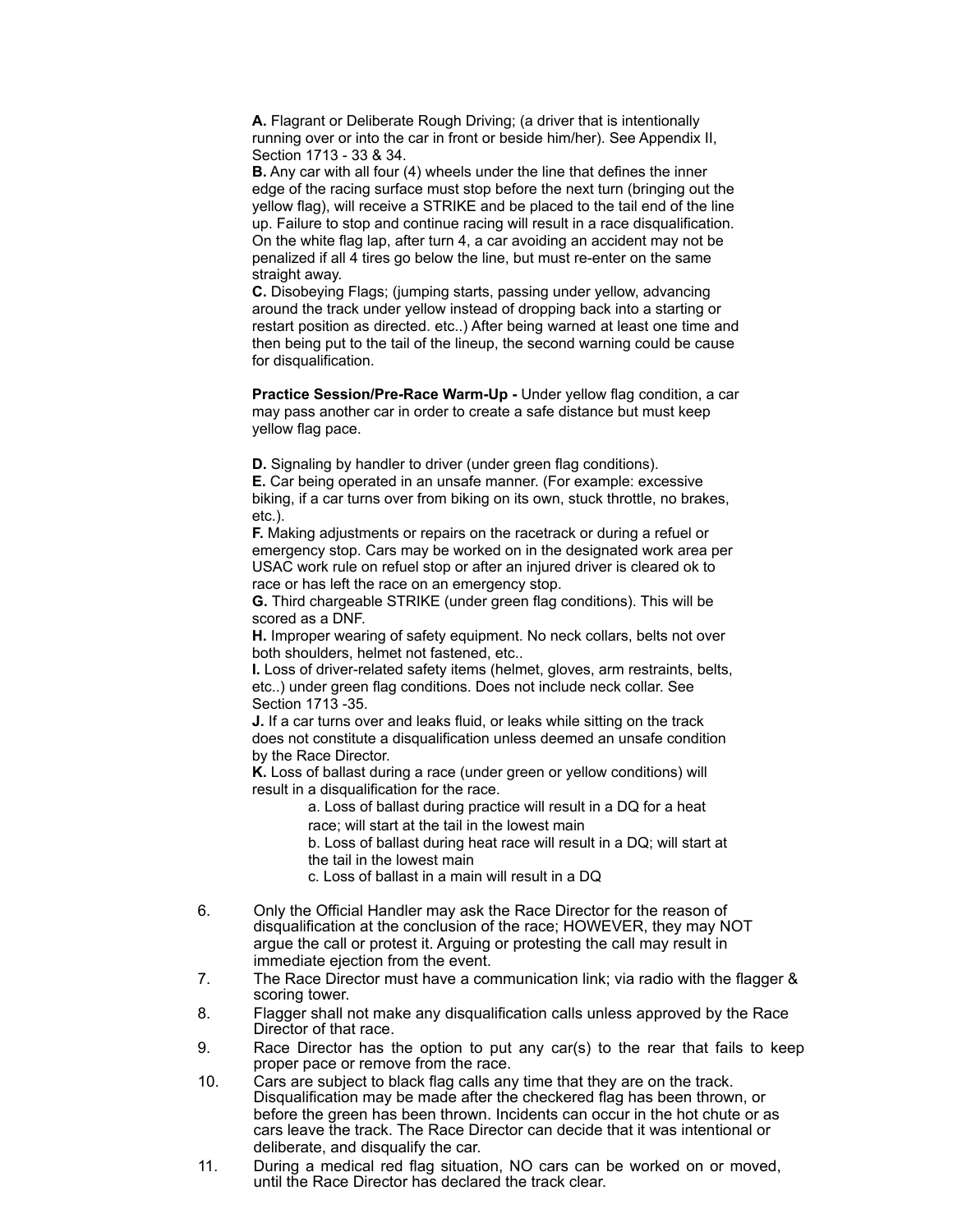**A.** Flagrant or Deliberate Rough Driving; (a driver that is intentionally running over or into the car in front or beside him/her). See Appendix II, Section 1713 - 33 & 34.

**B.** Any car with all four (4) wheels under the line that defines the inner edge of the racing surface must stop before the next turn (bringing out the yellow flag), will receive a STRIKE and be placed to the tail end of the line up. Failure to stop and continue racing will result in a race disqualification. On the white flag lap, after turn 4, a car avoiding an accident may not be penalized if all 4 tires go below the line, but must re-enter on the same straight away.

**C.** Disobeying Flags; (jumping starts, passing under yellow, advancing around the track under yellow instead of dropping back into a starting or restart position as directed. etc..) After being warned at least one time and then being put to the tail of the lineup, the second warning could be cause for disqualification.

**Practice Session/Pre-Race Warm-Up -** Under yellow flag condition, a car may pass another car in order to create a safe distance but must keep yellow flag pace.

**D.** Signaling by handler to driver (under green flag conditions).

**E.** Car being operated in an unsafe manner. (For example: excessive biking, if a car turns over from biking on its own, stuck throttle, no brakes, etc.).

**F.** Making adjustments or repairs on the racetrack or during a refuel or emergency stop. Cars may be worked on in the designated work area per USAC work rule on refuel stop or after an injured driver is cleared ok to race or has left the race on an emergency stop.

**G.** Third chargeable STRIKE (under green flag conditions). This will be scored as a DNF.

**H.** Improper wearing of safety equipment. No neck collars, belts not over both shoulders, helmet not fastened, etc..

**I.** Loss of driver-related safety items (helmet, gloves, arm restraints, belts, etc..) under green flag conditions. Does not include neck collar. See Section 1713 -35.

**J.** If a car turns over and leaks fluid, or leaks while sitting on the track does not constitute a disqualification unless deemed an unsafe condition by the Race Director.

**K.** Loss of ballast during a race (under green or yellow conditions) will result in a disqualification for the race.

   a. Loss of ballast during practice will result in a DQ for a heat race; will start at the tail in the lowest main

   b. Loss of ballast during heat race will result in a DQ; will start at the tail in the lowest main

   c. Loss of ballast in a main will result in a DQ

6. Only the Official Handler may ask the Race Director for the reason of disqualification at the conclusion of the race; HOWEVER, they may NOT argue the call or protest it. Arguing or protesting the call may result in immediate ejection from the event.
7. The Race Director must have a communication link; via radio with the flagger & scoring tower.
8. Flagger shall not make any disqualification calls unless approved by the Race Director of that race.
9. Race Director has the option to put any car(s) to the rear that fails to keep proper pace or remove from the race.
10. Cars are subject to black flag calls any time that they are on the track. Disqualification may be made after the checkered flag has been thrown, or before the green has been thrown. Incidents can occur in the hot chute or as cars leave the track. The Race Director can decide that it was intentional or deliberate, and disqualify the car.
11. During a medical red flag situation, NO cars can be worked on or moved, until the Race Director has declared the track clear.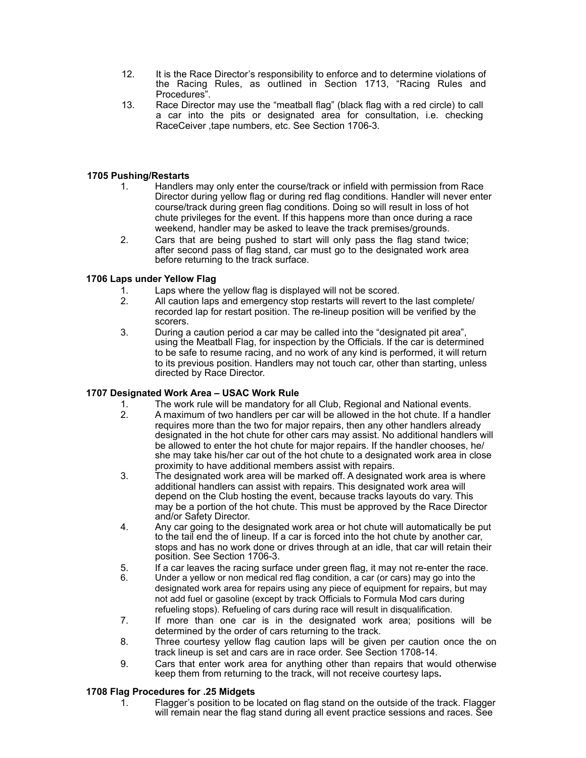12. It is the Race Director's responsibility to enforce and to determine violations of the Racing Rules, as outlined in Section 1713, "Racing Rules and Procedures".
13. Race Director may use the "meatball flag" (black flag with a red circle) to call a car into the pits or designated area for consultation, i.e. checking RaceCeiver ,tape numbers, etc. See Section 1706-3.

### 1705 Pushing/Restarts

1. Handlers may only enter the course/track or infield with permission from Race Director during yellow flag or during red flag conditions. Handler will never enter course/track during green flag conditions. Doing so will result in loss of hot chute privileges for the event. If this happens more than once during a race weekend, handler may be asked to leave the track premises/grounds.
2. Cars that are being pushed to start will only pass the flag stand twice; after second pass of flag stand, car must go to the designated work area before returning to the track surface.

### 1706 Laps under Yellow Flag

1. Laps where the yellow flag is displayed will not be scored.
2. All caution laps and emergency stop restarts will revert to the last complete/ recorded lap for restart position. The re-lineup position will be verified by the scorers.
3. During a caution period a car may be called into the "designated pit area", using the Meatball Flag, for inspection by the Officials. If the car is determined to be safe to resume racing, and no work of any kind is performed, it will return to its previous position. Handlers may not touch car, other than starting, unless directed by Race Director.

### 1707 Designated Work Area – USAC Work Rule

1. The work rule will be mandatory for all Club, Regional and National events.
2. A maximum of two handlers per car will be allowed in the hot chute. If a handler requires more than the two for major repairs, then any other handlers already designated in the hot chute for other cars may assist. No additional handlers will be allowed to enter the hot chute for major repairs. If the handler chooses, he/ she may take his/her car out of the hot chute to a designated work area in close proximity to have additional members assist with repairs.
3. The designated work area will be marked off. A designated work area is where additional handlers can assist with repairs. This designated work area will depend on the Club hosting the event, because tracks layouts do vary. This may be a portion of the hot chute. This must be approved by the Race Director and/or Safety Director.
4. Any car going to the designated work area or hot chute will automatically be put to the tail end the of lineup. If a car is forced into the hot chute by another car, stops and has no work done or drives through at an idle, that car will retain their position. See Section 1706-3.
5. If a car leaves the racing surface under green flag, it may not re-enter the race.
6. Under a yellow or non medical red flag condition, a car (or cars) may go into the designated work area for repairs using any piece of equipment for repairs, but may not add fuel or gasoline (except by track Officials to Formula Mod cars during refueling stops). Refueling of cars during race will result in disqualification.
7. If more than one car is in the designated work area; positions will be determined by the order of cars returning to the track.
8. Three courtesy yellow flag caution laps will be given per caution once the on track lineup is set and cars are in race order. See Section 1708-14.
9. Cars that enter work area for anything other than repairs that would otherwise keep them from returning to the track, will not receive courtesy laps**.**

### 1708 Flag Procedures for .25 Midgets

1. Flagger's position to be located on flag stand on the outside of the track. Flagger will remain near the flag stand during all event practice sessions and races. See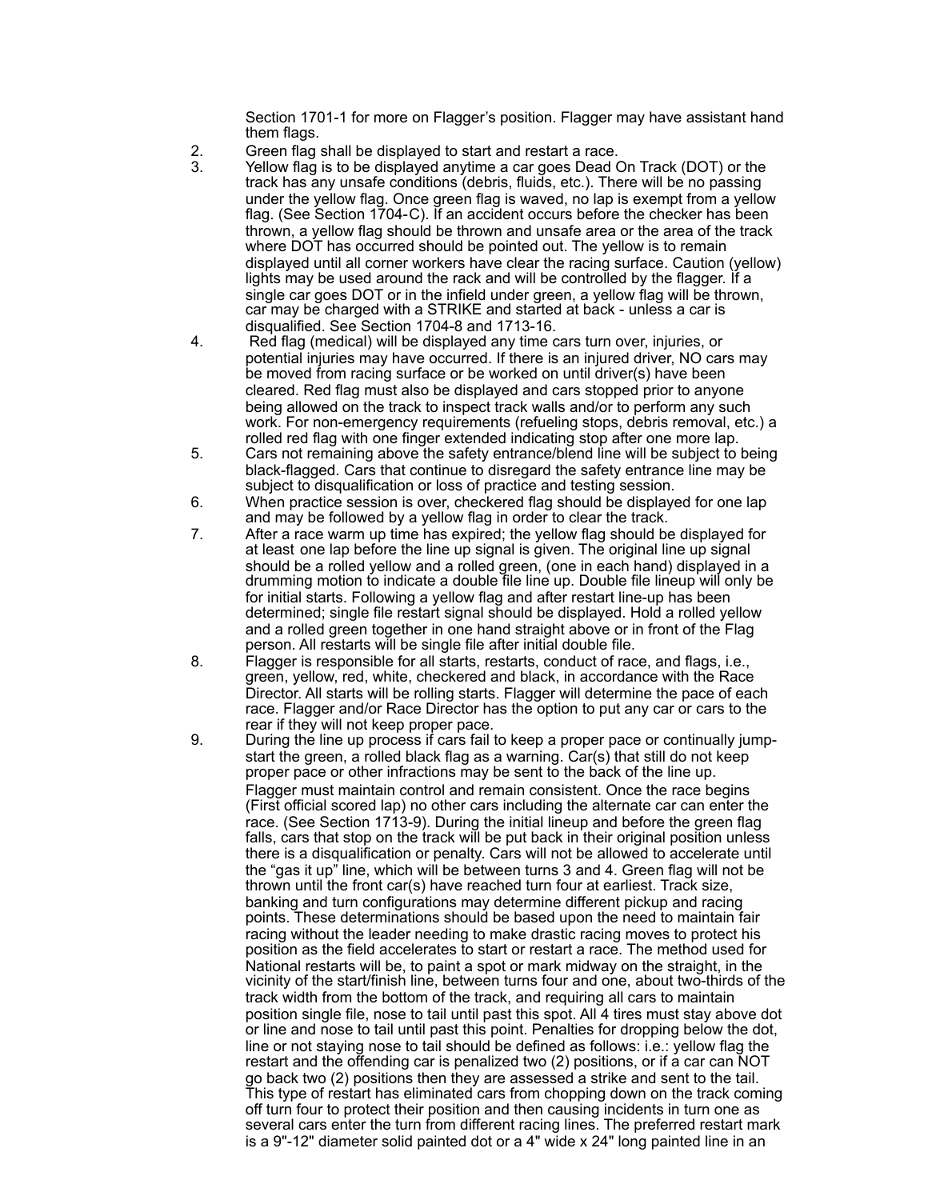Section 1701-1 for more on Flagger's position. Flagger may have assistant hand them flags.

2. Green flag shall be displayed to start and restart a race.
3. Yellow flag is to be displayed anytime a car goes Dead On Track (DOT) or the track has any unsafe conditions (debris, fluids, etc.). There will be no passing under the yellow flag. Once green flag is waved, no lap is exempt from a yellow flag. (See Section 1704-C). If an accident occurs before the checker has been thrown, a yellow flag should be thrown and unsafe area or the area of the track where DOT has occurred should be pointed out. The yellow is to remain displayed until all corner workers have clear the racing surface. Caution (yellow) lights may be used around the rack and will be controlled by the flagger. If a single car goes DOT or in the infield under green, a yellow flag will be thrown, car may be charged with a STRIKE and started at back - unless a car is disqualified. See Section 1704-8 and 1713-16.
4. Red flag (medical) will be displayed any time cars turn over, injuries, or potential injuries may have occurred. If there is an injured driver, NO cars may be moved from racing surface or be worked on until driver(s) have been cleared. Red flag must also be displayed and cars stopped prior to anyone being allowed on the track to inspect track walls and/or to perform any such work. For non-emergency requirements (refueling stops, debris removal, etc.) a rolled red flag with one finger extended indicating stop after one more lap.
5. Cars not remaining above the safety entrance/blend line will be subject to being black-flagged. Cars that continue to disregard the safety entrance line may be subject to disqualification or loss of practice and testing session.
6. When practice session is over, checkered flag should be displayed for one lap and may be followed by a yellow flag in order to clear the track.
7. After a race warm up time has expired; the yellow flag should be displayed for at least one lap before the line up signal is given. The original line up signal should be a rolled yellow and a rolled green, (one in each hand) displayed in a drumming motion to indicate a double file line up. Double file lineup will only be for initial starts. Following a yellow flag and after restart line-up has been determined; single file restart signal should be displayed. Hold a rolled yellow and a rolled green together in one hand straight above or in front of the Flag person. All restarts will be single file after initial double file.
8. Flagger is responsible for all starts, restarts, conduct of race, and flags, i.e., green, yellow, red, white, checkered and black, in accordance with the Race Director. All starts will be rolling starts. Flagger will determine the pace of each race. Flagger and/or Race Director has the option to put any car or cars to the rear if they will not keep proper pace.
9. During the line up process if cars fail to keep a proper pace or continually jump-start the green, a rolled black flag as a warning. Car(s) that still do not keep proper pace or other infractions may be sent to the back of the line up. Flagger must maintain control and remain consistent. Once the race begins (First official scored lap) no other cars including the alternate car can enter the race. (See Section 1713-9). During the initial lineup and before the green flag falls, cars that stop on the track will be put back in their original position unless there is a disqualification or penalty. Cars will not be allowed to accelerate until the "gas it up" line, which will be between turns 3 and 4. Green flag will not be thrown until the front car(s) have reached turn four at earliest. Track size, banking and turn configurations may determine different pickup and racing points. These determinations should be based upon the need to maintain fair racing without the leader needing to make drastic racing moves to protect his position as the field accelerates to start or restart a race. The method used for National restarts will be, to paint a spot or mark midway on the straight, in the vicinity of the start/finish line, between turns four and one, about two-thirds of the track width from the bottom of the track, and requiring all cars to maintain position single file, nose to tail until past this spot. All 4 tires must stay above dot or line and nose to tail until past this point. Penalties for dropping below the dot, line or not staying nose to tail should be defined as follows: i.e.: yellow flag the restart and the offending car is penalized two (2) positions, or if a car can NOT go back two (2) positions then they are assessed a strike and sent to the tail. This type of restart has eliminated cars from chopping down on the track coming off turn four to protect their position and then causing incidents in turn one as several cars enter the turn from different racing lines. The preferred restart mark is a 9"-12" diameter solid painted dot or a 4" wide x 24" long painted line in an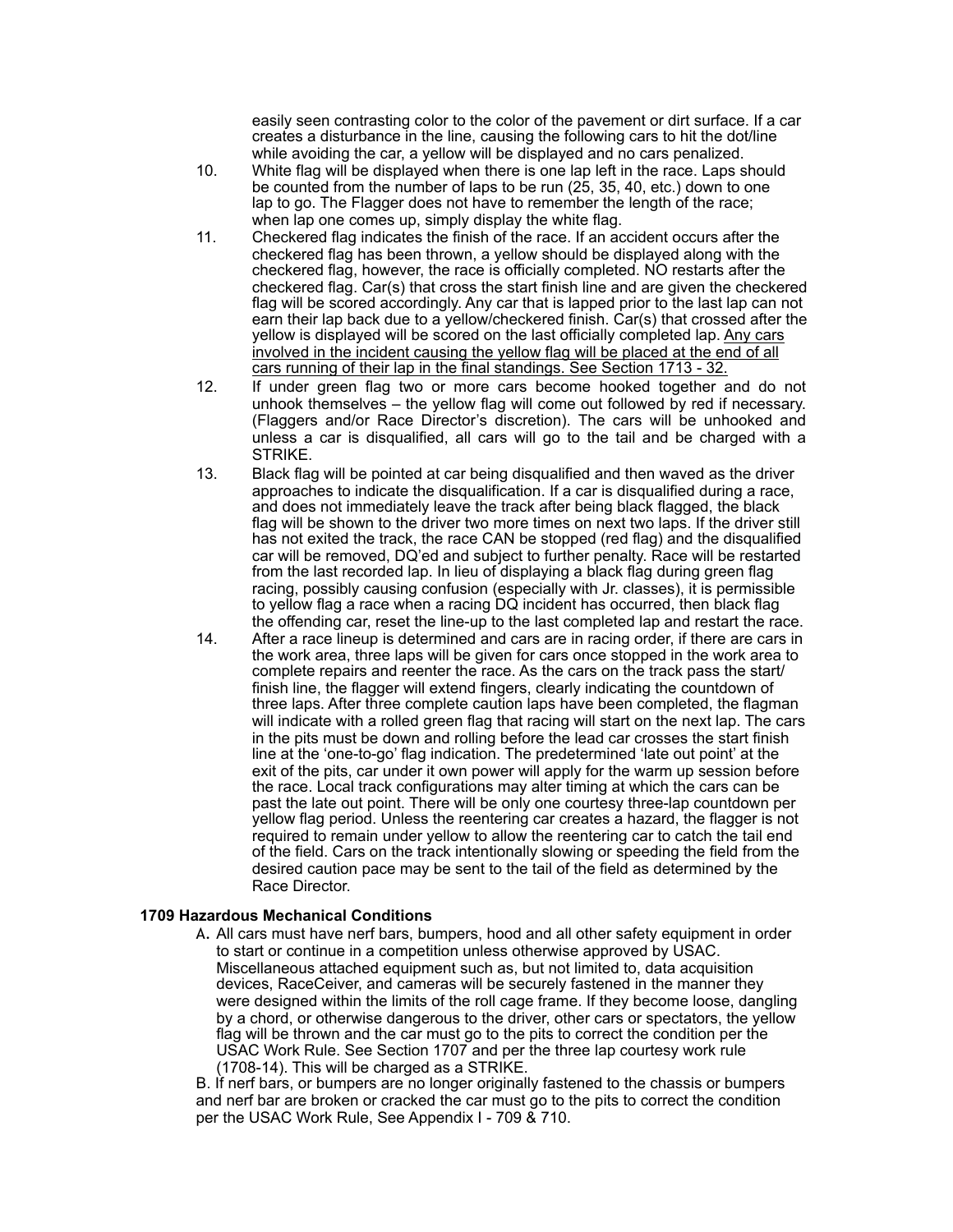easily seen contrasting color to the color of the pavement or dirt surface. If a car creates a disturbance in the line, causing the following cars to hit the dot/line while avoiding the car, a yellow will be displayed and no cars penalized.

10. White flag will be displayed when there is one lap left in the race. Laps should be counted from the number of laps to be run (25, 35, 40, etc.) down to one lap to go. The Flagger does not have to remember the length of the race; when lap one comes up, simply display the white flag.
11. Checkered flag indicates the finish of the race. If an accident occurs after the checkered flag has been thrown, a yellow should be displayed along with the checkered flag, however, the race is officially completed. NO restarts after the checkered flag. Car(s) that cross the start finish line and are given the checkered flag will be scored accordingly. Any car that is lapped prior to the last lap can not earn their lap back due to a yellow/checkered finish. Car(s) that crossed after the yellow is displayed will be scored on the last officially completed lap. <u>Any cars involved in the incident causing the yellow flag will be placed at the end of all cars running of their lap in the final standings. See Section 1713 - 32.</u>
12. If under green flag two or more cars become hooked together and do not unhook themselves – the yellow flag will come out followed by red if necessary. (Flaggers and/or Race Director's discretion). The cars will be unhooked and unless a car is disqualified, all cars will go to the tail and be charged with a STRIKE.
13. Black flag will be pointed at car being disqualified and then waved as the driver approaches to indicate the disqualification. If a car is disqualified during a race, and does not immediately leave the track after being black flagged, the black flag will be shown to the driver two more times on next two laps. If the driver still has not exited the track, the race CAN be stopped (red flag) and the disqualified car will be removed, DQ'ed and subject to further penalty. Race will be restarted from the last recorded lap. In lieu of displaying a black flag during green flag racing, possibly causing confusion (especially with Jr. classes), it is permissible to yellow flag a race when a racing DQ incident has occurred, then black flag the offending car, reset the line-up to the last completed lap and restart the race.
14. After a race lineup is determined and cars are in racing order, if there are cars in the work area, three laps will be given for cars once stopped in the work area to complete repairs and reenter the race. As the cars on the track pass the start/finish line, the flagger will extend fingers, clearly indicating the countdown of three laps. After three complete caution laps have been completed, the flagman will indicate with a rolled green flag that racing will start on the next lap. The cars in the pits must be down and rolling before the lead car crosses the start finish line at the 'one-to-go' flag indication. The predetermined 'late out point' at the exit of the pits, car under it own power will apply for the warm up session before the race. Local track configurations may alter timing at which the cars can be past the late out point. There will be only one courtesy three-lap countdown per yellow flag period. Unless the reentering car creates a hazard, the flagger is not required to remain under yellow to allow the reentering car to catch the tail end of the field. Cars on the track intentionally slowing or speeding the field from the desired caution pace may be sent to the tail of the field as determined by the Race Director.

### 1709 Hazardous Mechanical Conditions

A. All cars must have nerf bars, bumpers, hood and all other safety equipment in order to start or continue in a competition unless otherwise approved by USAC. Miscellaneous attached equipment such as, but not limited to, data acquisition devices, RaceCeiver, and cameras will be securely fastened in the manner they were designed within the limits of the roll cage frame. If they become loose, dangling by a chord, or otherwise dangerous to the driver, other cars or spectators, the yellow flag will be thrown and the car must go to the pits to correct the condition per the USAC Work Rule. See Section 1707 and per the three lap courtesy work rule (1708-14). This will be charged as a STRIKE.

B. If nerf bars, or bumpers are no longer originally fastened to the chassis or bumpers and nerf bar are broken or cracked the car must go to the pits to correct the condition per the USAC Work Rule, See Appendix I - 709 & 710.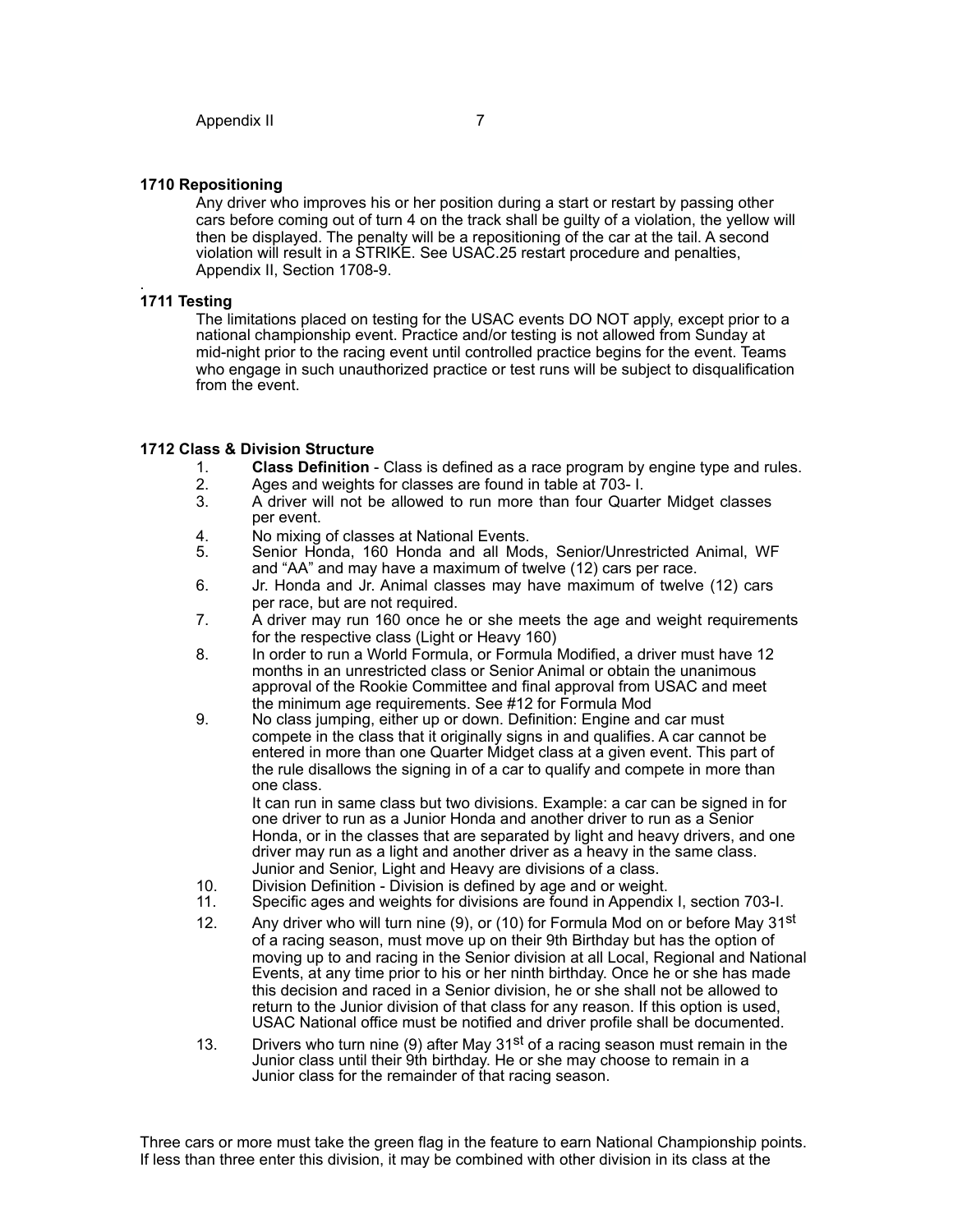### 1710 Repositioning

Any driver who improves his or her position during a start or restart by passing other cars before coming out of turn 4 on the track shall be guilty of a violation, the yellow will then be displayed. The penalty will be a repositioning of the car at the tail. A second violation will result in a STRIKE. See USAC.25 restart procedure and penalties, Appendix II, Section 1708-9.

.

### 1711 Testing

The limitations placed on testing for the USAC events DO NOT apply, except prior to a national championship event. Practice and/or testing is not allowed from Sunday at mid-night prior to the racing event until controlled practice begins for the event. Teams who engage in such unauthorized practice or test runs will be subject to disqualification from the event.

### 1712 Class & Division Structure

1. **Class Definition** - Class is defined as a race program by engine type and rules.
2. Ages and weights for classes are found in table at 703- I.
3. A driver will not be allowed to run more than four Quarter Midget classes per event.
4. No mixing of classes at National Events.
5. Senior Honda, 160 Honda and all Mods, Senior/Unrestricted Animal, WF and "AA" and may have a maximum of twelve (12) cars per race.
6. Jr. Honda and Jr. Animal classes may have maximum of twelve (12) cars per race, but are not required.
7. A driver may run 160 once he or she meets the age and weight requirements for the respective class (Light or Heavy 160)
8. In order to run a World Formula, or Formula Modified, a driver must have 12 months in an unrestricted class or Senior Animal or obtain the unanimous approval of the Rookie Committee and final approval from USAC and meet the minimum age requirements. See #12 for Formula Mod
9. No class jumping, either up or down. Definition: Engine and car must compete in the class that it originally signs in and qualifies. A car cannot be entered in more than one Quarter Midget class at a given event. This part of the rule disallows the signing in of a car to qualify and compete in more than one class.

   It can run in same class but two divisions. Example: a car can be signed in for one driver to run as a Junior Honda and another driver to run as a Senior Honda, or in the classes that are separated by light and heavy drivers, and one driver may run as a light and another driver as a heavy in the same class. Junior and Senior, Light and Heavy are divisions of a class.
10. Division Definition - Division is defined by age and or weight.
11. Specific ages and weights for divisions are found in Appendix I, section 703-I.
12. Any driver who will turn nine (9), or (10) for Formula Mod on or before May 31st of a racing season, must move up on their 9th Birthday but has the option of moving up to and racing in the Senior division at all Local, Regional and National Events, at any time prior to his or her ninth birthday. Once he or she has made this decision and raced in a Senior division, he or she shall not be allowed to return to the Junior division of that class for any reason. If this option is used, USAC National office must be notified and driver profile shall be documented.
13. Drivers who turn nine (9) after May 31st of a racing season must remain in the Junior class until their 9th birthday. He or she may choose to remain in a Junior class for the remainder of that racing season.

Three cars or more must take the green flag in the feature to earn National Championship points. If less than three enter this division, it may be combined with other division in its class at the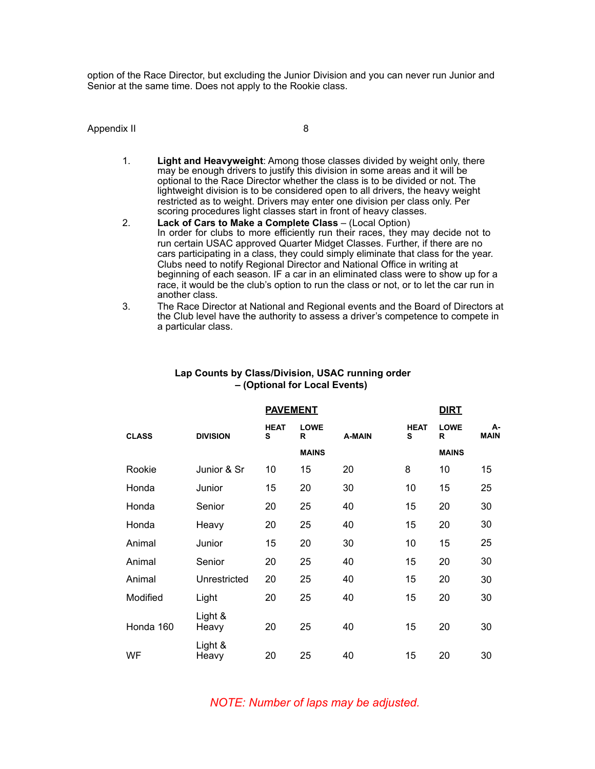option of the Race Director, but excluding the Junior Division and you can never run Junior and Senior at the same time. Does not apply to the Rookie class.

Appendix II

1. **Light and Heavyweight**: Among those classes divided by weight only, there may be enough drivers to justify this division in some areas and it will be optional to the Race Director whether the class is to be divided or not. The lightweight division is to be considered open to all drivers, the heavy weight restricted as to weight. Drivers may enter one division per class only. Per scoring procedures light classes start in front of heavy classes.
2. **Lack of Cars to Make a Complete Class** – (Local Option)
   In order for clubs to more efficiently run their races, they may decide not to run certain USAC approved Quarter Midget Classes. Further, if there are no cars participating in a class, they could simply eliminate that class for the year. Clubs need to notify Regional Director and National Office in writing at beginning of each season. IF a car in an eliminated class were to show up for a race, it would be the club's option to run the class or not, or to let the car run in another class.
3. The Race Director at National and Regional events and the Board of Directors at the Club level have the authority to assess a driver's competence to compete in a particular class.

**Lap Counts by Class/Division, USAC running order – (Optional for Local Events)**

| | | **PAVEMENT** | | | **DIRT** | | |
|---|---|---|---|---|---|---|---|
| **CLASS** | **DIVISION** | **HEATS** | **LOWER MAINS** | **A-MAIN** | **HEATS** | **LOWER MAINS** | **A-MAIN** |
| Rookie | Junior & Sr | 10 | 15 | 20 | 8 | 10 | 15 |
| Honda | Junior | 15 | 20 | 30 | 10 | 15 | 25 |
| Honda | Senior | 20 | 25 | 40 | 15 | 20 | 30 |
| Honda | Heavy | 20 | 25 | 40 | 15 | 20 | 30 |
| Animal | Junior | 15 | 20 | 30 | 10 | 15 | 25 |
| Animal | Senior | 20 | 25 | 40 | 15 | 20 | 30 |
| Animal | Unrestricted | 20 | 25 | 40 | 15 | 20 | 30 |
| Modified | Light | 20 | 25 | 40 | 15 | 20 | 30 |
| Honda 160 | Light & Heavy | 20 | 25 | 40 | 15 | 20 | 30 |
| WF | Light & Heavy | 20 | 25 | 40 | 15 | 20 | 30 |

*NOTE: Number of laps may be adjusted.*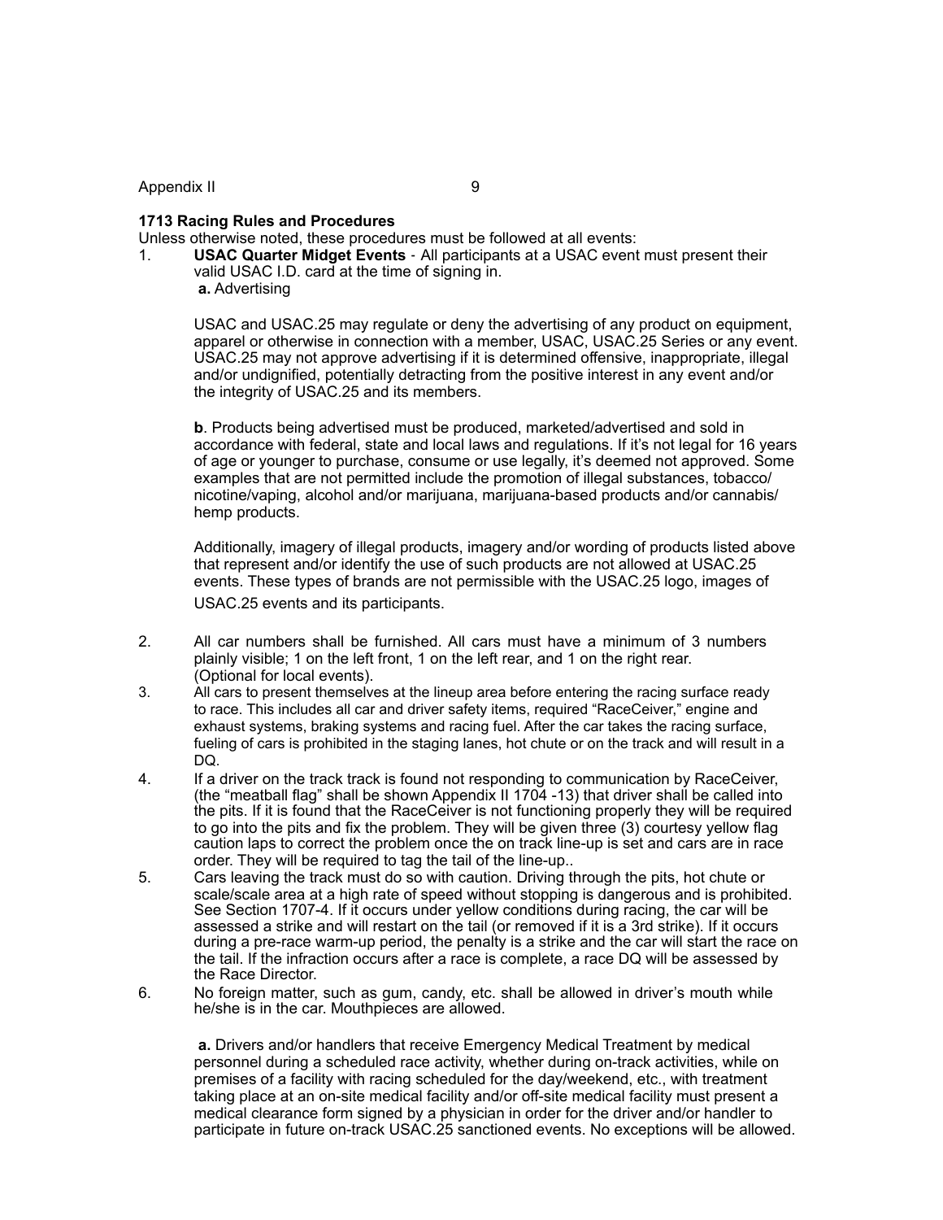Appendix II

**1713 Racing Rules and Procedures**

Unless otherwise noted, these procedures must be followed at all events:

1. **USAC Quarter Midget Events** - All participants at a USAC event must present their valid USAC I.D. card at the time of signing in.

   **a.** Advertising

   USAC and USAC.25 may regulate or deny the advertising of any product on equipment, apparel or otherwise in connection with a member, USAC, USAC.25 Series or any event. USAC.25 may not approve advertising if it is determined offensive, inappropriate, illegal and/or undignified, potentially detracting from the positive interest in any event and/or the integrity of USAC.25 and its members.

   **b**. Products being advertised must be produced, marketed/advertised and sold in accordance with federal, state and local laws and regulations. If it's not legal for 16 years of age or younger to purchase, consume or use legally, it's deemed not approved. Some examples that are not permitted include the promotion of illegal substances, tobacco/nicotine/vaping, alcohol and/or marijuana, marijuana-based products and/or cannabis/hemp products.

   Additionally, imagery of illegal products, imagery and/or wording of products listed above that represent and/or identify the use of such products are not allowed at USAC.25 events. These types of brands are not permissible with the USAC.25 logo, images of USAC.25 events and its participants.

2. All car numbers shall be furnished. All cars must have a minimum of 3 numbers plainly visible; 1 on the left front, 1 on the left rear, and 1 on the right rear. (Optional for local events).
3. All cars to present themselves at the lineup area before entering the racing surface ready to race. This includes all car and driver safety items, required "RaceCeiver," engine and exhaust systems, braking systems and racing fuel. After the car takes the racing surface, fueling of cars is prohibited in the staging lanes, hot chute or on the track and will result in a DQ.
4. If a driver on the track track is found not responding to communication by RaceCeiver, (the "meatball flag" shall be shown Appendix II 1704 -13) that driver shall be called into the pits. If it is found that the RaceCeiver is not functioning properly they will be required to go into the pits and fix the problem. They will be given three (3) courtesy yellow flag caution laps to correct the problem once the on track line-up is set and cars are in race order. They will be required to tag the tail of the line-up..
5. Cars leaving the track must do so with caution. Driving through the pits, hot chute or scale/scale area at a high rate of speed without stopping is dangerous and is prohibited. See Section 1707-4. If it occurs under yellow conditions during racing, the car will be assessed a strike and will restart on the tail (or removed if it is a 3rd strike). If it occurs during a pre-race warm-up period, the penalty is a strike and the car will start the race on the tail. If the infraction occurs after a race is complete, a race DQ will be assessed by the Race Director.
6. No foreign matter, such as gum, candy, etc. shall be allowed in driver's mouth while he/she is in the car. Mouthpieces are allowed.

   **a.** Drivers and/or handlers that receive Emergency Medical Treatment by medical personnel during a scheduled race activity, whether during on-track activities, while on premises of a facility with racing scheduled for the day/weekend, etc., with treatment taking place at an on-site medical facility and/or off-site medical facility must present a medical clearance form signed by a physician in order for the driver and/or handler to participate in future on-track USAC.25 sanctioned events. No exceptions will be allowed.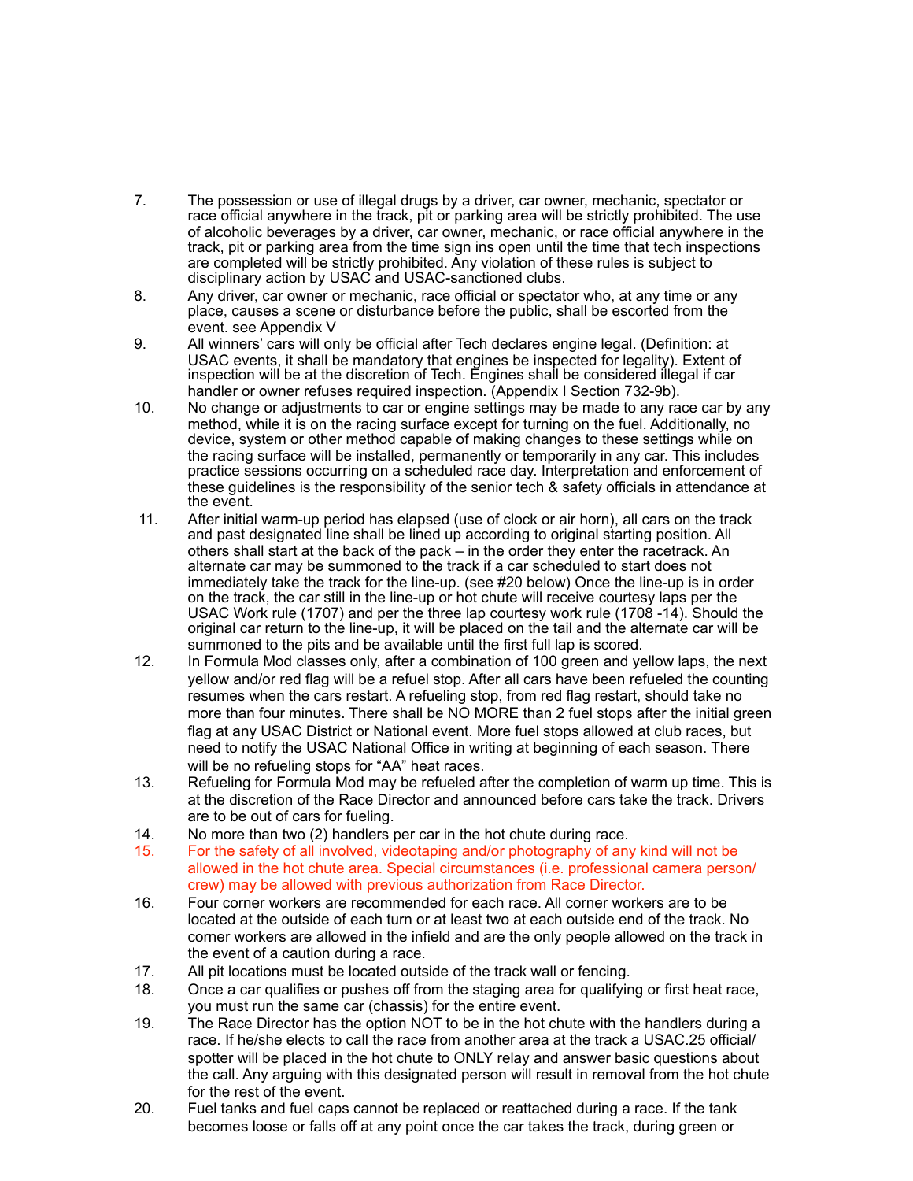7. The possession or use of illegal drugs by a driver, car owner, mechanic, spectator or race official anywhere in the track, pit or parking area will be strictly prohibited. The use of alcoholic beverages by a driver, car owner, mechanic, or race official anywhere in the track, pit or parking area from the time sign ins open until the time that tech inspections are completed will be strictly prohibited. Any violation of these rules is subject to disciplinary action by USAC and USAC-sanctioned clubs.
8. Any driver, car owner or mechanic, race official or spectator who, at any time or any place, causes a scene or disturbance before the public, shall be escorted from the event. see Appendix V
9. All winners' cars will only be official after Tech declares engine legal. (Definition: at USAC events, it shall be mandatory that engines be inspected for legality). Extent of inspection will be at the discretion of Tech. Engines shall be considered illegal if car handler or owner refuses required inspection. (Appendix I Section 732-9b).
10. No change or adjustments to car or engine settings may be made to any race car by any method, while it is on the racing surface except for turning on the fuel. Additionally, no device, system or other method capable of making changes to these settings while on the racing surface will be installed, permanently or temporarily in any car. This includes practice sessions occurring on a scheduled race day. Interpretation and enforcement of these guidelines is the responsibility of the senior tech & safety officials in attendance at the event.
11. After initial warm-up period has elapsed (use of clock or air horn), all cars on the track and past designated line shall be lined up according to original starting position. All others shall start at the back of the pack – in the order they enter the racetrack. An alternate car may be summoned to the track if a car scheduled to start does not immediately take the track for the line-up. (see #20 below) Once the line-up is in order on the track, the car still in the line-up or hot chute will receive courtesy laps per the USAC Work rule (1707) and per the three lap courtesy work rule (1708 -14). Should the original car return to the line-up, it will be placed on the tail and the alternate car will be summoned to the pits and be available until the first full lap is scored.
12. In Formula Mod classes only, after a combination of 100 green and yellow laps, the next yellow and/or red flag will be a refuel stop. After all cars have been refueled the counting resumes when the cars restart. A refueling stop, from red flag restart, should take no more than four minutes. There shall be NO MORE than 2 fuel stops after the initial green flag at any USAC District or National event. More fuel stops allowed at club races, but need to notify the USAC National Office in writing at beginning of each season. There will be no refueling stops for "AA" heat races.
13. Refueling for Formula Mod may be refueled after the completion of warm up time. This is at the discretion of the Race Director and announced before cars take the track. Drivers are to be out of cars for fueling.
14. No more than two (2) handlers per car in the hot chute during race.
15. For the safety of all involved, videotaping and/or photography of any kind will not be allowed in the hot chute area. Special circumstances (i.e. professional camera person/crew) may be allowed with previous authorization from Race Director.
16. Four corner workers are recommended for each race. All corner workers are to be located at the outside of each turn or at least two at each outside end of the track. No corner workers are allowed in the infield and are the only people allowed on the track in the event of a caution during a race.
17. All pit locations must be located outside of the track wall or fencing.
18. Once a car qualifies or pushes off from the staging area for qualifying or first heat race, you must run the same car (chassis) for the entire event.
19. The Race Director has the option NOT to be in the hot chute with the handlers during a race. If he/she elects to call the race from another area at the track a USAC.25 official/spotter will be placed in the hot chute to ONLY relay and answer basic questions about the call. Any arguing with this designated person will result in removal from the hot chute for the rest of the event.
20. Fuel tanks and fuel caps cannot be replaced or reattached during a race. If the tank becomes loose or falls off at any point once the car takes the track, during green or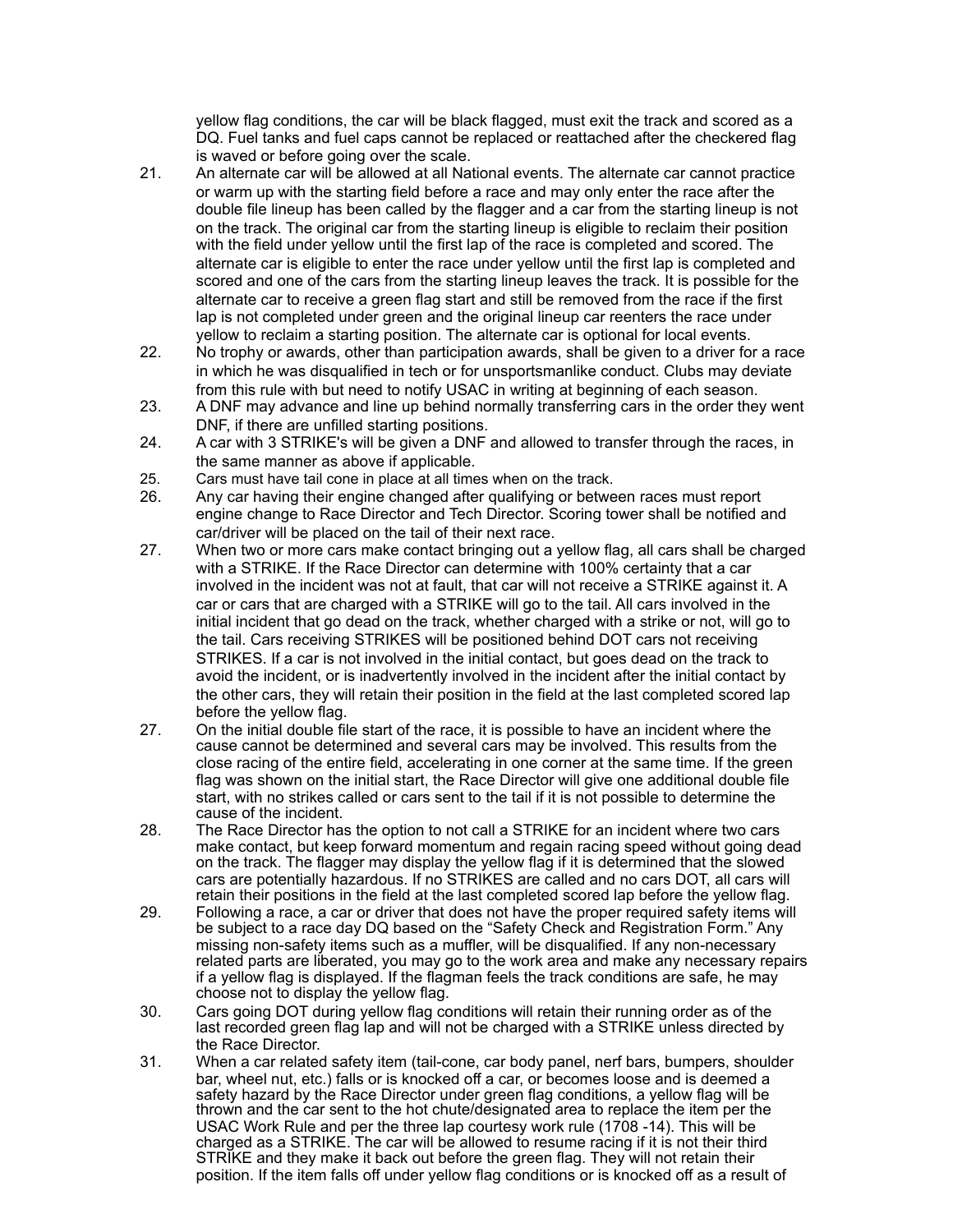yellow flag conditions, the car will be black flagged, must exit the track and scored as a DQ. Fuel tanks and fuel caps cannot be replaced or reattached after the checkered flag is waved or before going over the scale.

21. An alternate car will be allowed at all National events. The alternate car cannot practice or warm up with the starting field before a race and may only enter the race after the double file lineup has been called by the flagger and a car from the starting lineup is not on the track. The original car from the starting lineup is eligible to reclaim their position with the field under yellow until the first lap of the race is completed and scored. The alternate car is eligible to enter the race under yellow until the first lap is completed and scored and one of the cars from the starting lineup leaves the track. It is possible for the alternate car to receive a green flag start and still be removed from the race if the first lap is not completed under green and the original lineup car reenters the race under yellow to reclaim a starting position. The alternate car is optional for local events.

22. No trophy or awards, other than participation awards, shall be given to a driver for a race in which he was disqualified in tech or for unsportsmanlike conduct. Clubs may deviate from this rule with but need to notify USAC in writing at beginning of each season.

23. A DNF may advance and line up behind normally transferring cars in the order they went DNF, if there are unfilled starting positions.

24. A car with 3 STRIKE's will be given a DNF and allowed to transfer through the races, in the same manner as above if applicable.

25. Cars must have tail cone in place at all times when on the track.

26. Any car having their engine changed after qualifying or between races must report engine change to Race Director and Tech Director. Scoring tower shall be notified and car/driver will be placed on the tail of their next race.

27. When two or more cars make contact bringing out a yellow flag, all cars shall be charged with a STRIKE. If the Race Director can determine with 100% certainty that a car involved in the incident was not at fault, that car will not receive a STRIKE against it. A car or cars that are charged with a STRIKE will go to the tail. All cars involved in the initial incident that go dead on the track, whether charged with a strike or not, will go to the tail. Cars receiving STRIKES will be positioned behind DOT cars not receiving STRIKES. If a car is not involved in the initial contact, but goes dead on the track to avoid the incident, or is inadvertently involved in the incident after the initial contact by the other cars, they will retain their position in the field at the last completed scored lap before the yellow flag.

27. On the initial double file start of the race, it is possible to have an incident where the cause cannot be determined and several cars may be involved. This results from the close racing of the entire field, accelerating in one corner at the same time. If the green flag was shown on the initial start, the Race Director will give one additional double file start, with no strikes called or cars sent to the tail if it is not possible to determine the cause of the incident.

28. The Race Director has the option to not call a STRIKE for an incident where two cars make contact, but keep forward momentum and regain racing speed without going dead on the track. The flagger may display the yellow flag if it is determined that the slowed cars are potentially hazardous. If no STRIKES are called and no cars DOT, all cars will retain their positions in the field at the last completed scored lap before the yellow flag.

29. Following a race, a car or driver that does not have the proper required safety items will be subject to a race day DQ based on the "Safety Check and Registration Form." Any missing non-safety items such as a muffler, will be disqualified. If any non-necessary related parts are liberated, you may go to the work area and make any necessary repairs if a yellow flag is displayed. If the flagman feels the track conditions are safe, he may choose not to display the yellow flag.

30. Cars going DOT during yellow flag conditions will retain their running order as of the last recorded green flag lap and will not be charged with a STRIKE unless directed by the Race Director.

31. When a car related safety item (tail-cone, car body panel, nerf bars, bumpers, shoulder bar, wheel nut, etc.) falls or is knocked off a car, or becomes loose and is deemed a safety hazard by the Race Director under green flag conditions, a yellow flag will be thrown and the car sent to the hot chute/designated area to replace the item per the USAC Work Rule and per the three lap courtesy work rule (1708 -14). This will be charged as a STRIKE. The car will be allowed to resume racing if it is not their third STRIKE and they make it back out before the green flag. They will not retain their position. If the item falls off under yellow flag conditions or is knocked off as a result of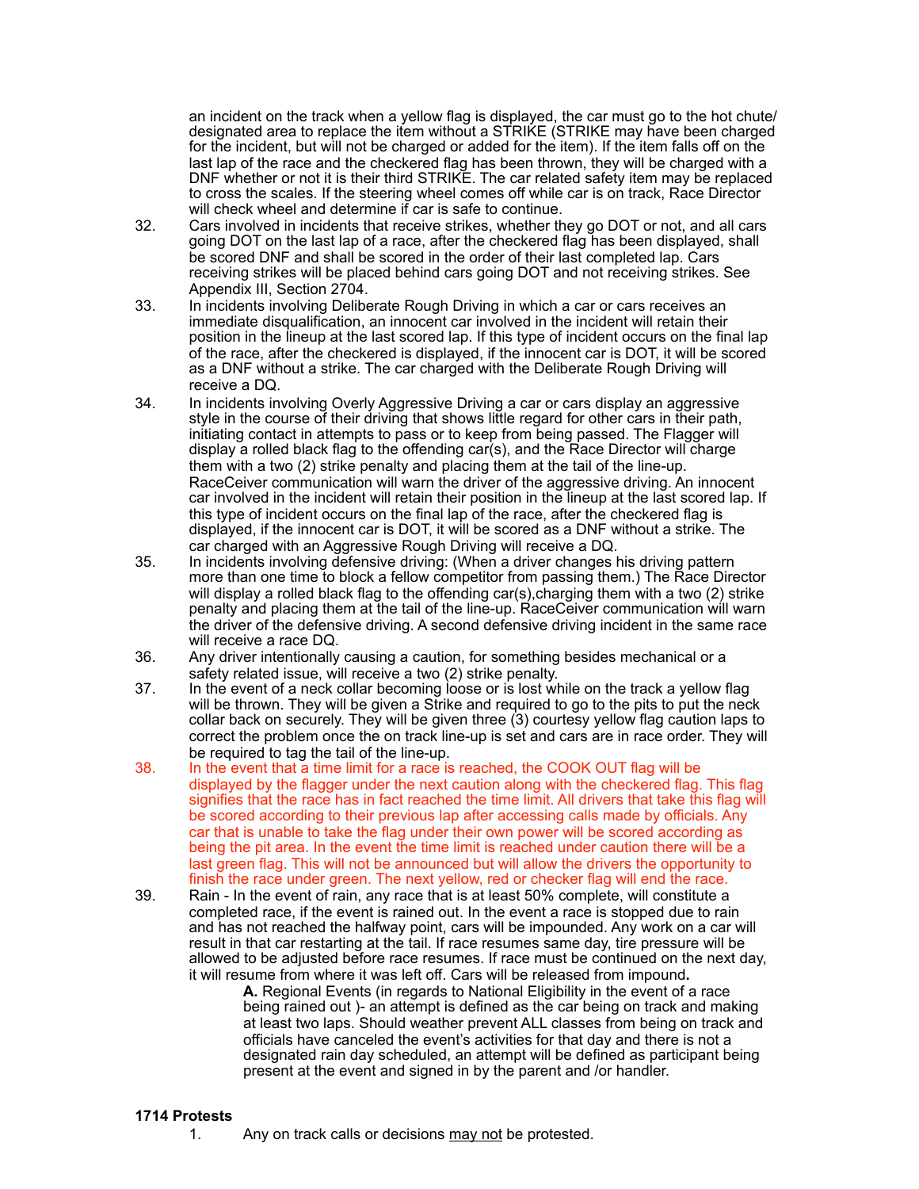an incident on the track when a yellow flag is displayed, the car must go to the hot chute/ designated area to replace the item without a STRIKE (STRIKE may have been charged for the incident, but will not be charged or added for the item). If the item falls off on the last lap of the race and the checkered flag has been thrown, they will be charged with a DNF whether or not it is their third STRIKE. The car related safety item may be replaced to cross the scales. If the steering wheel comes off while car is on track, Race Director will check wheel and determine if car is safe to continue.

32. Cars involved in incidents that receive strikes, whether they go DOT or not, and all cars going DOT on the last lap of a race, after the checkered flag has been displayed, shall be scored DNF and shall be scored in the order of their last completed lap. Cars receiving strikes will be placed behind cars going DOT and not receiving strikes. See Appendix III, Section 2704.
33. In incidents involving Deliberate Rough Driving in which a car or cars receives an immediate disqualification, an innocent car involved in the incident will retain their position in the lineup at the last scored lap. If this type of incident occurs on the final lap of the race, after the checkered is displayed, if the innocent car is DOT, it will be scored as a DNF without a strike. The car charged with the Deliberate Rough Driving will receive a DQ.
34. In incidents involving Overly Aggressive Driving a car or cars display an aggressive style in the course of their driving that shows little regard for other cars in their path, initiating contact in attempts to pass or to keep from being passed. The Flagger will display a rolled black flag to the offending car(s), and the Race Director will charge them with a two (2) strike penalty and placing them at the tail of the line-up. RaceCeiver communication will warn the driver of the aggressive driving. An innocent car involved in the incident will retain their position in the lineup at the last scored lap. If this type of incident occurs on the final lap of the race, after the checkered flag is displayed, if the innocent car is DOT, it will be scored as a DNF without a strike. The car charged with an Aggressive Rough Driving will receive a DQ.
35. In incidents involving defensive driving: (When a driver changes his driving pattern more than one time to block a fellow competitor from passing them.) The Race Director will display a rolled black flag to the offending car(s),charging them with a two (2) strike penalty and placing them at the tail of the line-up. RaceCeiver communication will warn the driver of the defensive driving. A second defensive driving incident in the same race will receive a race DQ.
36. Any driver intentionally causing a caution, for something besides mechanical or a safety related issue, will receive a two (2) strike penalty.
37. In the event of a neck collar becoming loose or is lost while on the track a yellow flag will be thrown. They will be given a Strike and required to go to the pits to put the neck collar back on securely. They will be given three (3) courtesy yellow flag caution laps to correct the problem once the on track line-up is set and cars are in race order. They will be required to tag the tail of the line-up.
38. In the event that a time limit for a race is reached, the COOK OUT flag will be displayed by the flagger under the next caution along with the checkered flag. This flag signifies that the race has in fact reached the time limit. All drivers that take this flag will be scored according to their previous lap after accessing calls made by officials. Any car that is unable to take the flag under their own power will be scored according as being the pit area. In the event the time limit is reached under caution there will be a last green flag. This will not be announced but will allow the drivers the opportunity to finish the race under green. The next yellow, red or checker flag will end the race.
39. Rain - In the event of rain, any race that is at least 50% complete, will constitute a completed race, if the event is rained out. In the event a race is stopped due to rain and has not reached the halfway point, cars will be impounded. Any work on a car will result in that car restarting at the tail. If race resumes same day, tire pressure will be allowed to be adjusted before race resumes. If race must be continued on the next day, it will resume from where it was left off. Cars will be released from impound**.**

    **A.** Regional Events (in regards to National Eligibility in the event of a race being rained out )- an attempt is defined as the car being on track and making at least two laps. Should weather prevent ALL classes from being on track and officials have canceled the event's activities for that day and there is not a designated rain day scheduled, an attempt will be defined as participant being present at the event and signed in by the parent and /or handler.

### 1714 Protests

1. Any on track calls or decisions may not be protested.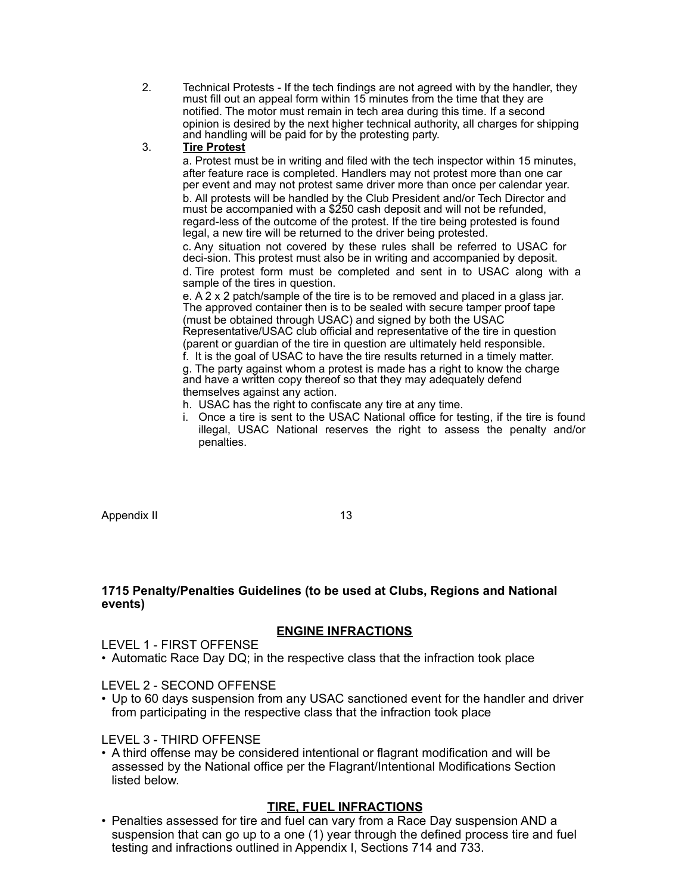2. Technical Protests - If the tech findings are not agreed with by the handler, they must fill out an appeal form within 15 minutes from the time that they are notified. The motor must remain in tech area during this time. If a second opinion is desired by the next higher technical authority, all charges for shipping and handling will be paid for by the protesting party.

3. **Tire Protest**

   a. Protest must be in writing and filed with the tech inspector within 15 minutes, after feature race is completed. Handlers may not protest more than one car per event and may not protest same driver more than once per calendar year.

   b. All protests will be handled by the Club President and/or Tech Director and must be accompanied with a $250 cash deposit and will not be refunded, regard-less of the outcome of the protest. If the tire being protested is found legal, a new tire will be returned to the driver being protested.

   c. Any situation not covered by these rules shall be referred to USAC for deci-sion. This protest must also be in writing and accompanied by deposit.

   d. Tire protest form must be completed and sent in to USAC along with a sample of the tires in question.

   e. A 2 x 2 patch/sample of the tire is to be removed and placed in a glass jar. The approved container then is to be sealed with secure tamper proof tape (must be obtained through USAC) and signed by both the USAC Representative/USAC club official and representative of the tire in question (parent or guardian of the tire in question are ultimately held responsible.

   f. It is the goal of USAC to have the tire results returned in a timely matter.

   g. The party against whom a protest is made has a right to know the charge and have a written copy thereof so that they may adequately defend themselves against any action.

   h. USAC has the right to confiscate any tire at any time.

   i. Once a tire is sent to the USAC National office for testing, if the tire is found illegal, USAC National reserves the right to assess the penalty and/or penalties.

### 1715 Penalty/Penalties Guidelines (to be used at Clubs, Regions and National events)

#### ENGINE INFRACTIONS

LEVEL 1 - FIRST OFFENSE

- Automatic Race Day DQ; in the respective class that the infraction took place

LEVEL 2 - SECOND OFFENSE

- Up to 60 days suspension from any USAC sanctioned event for the handler and driver from participating in the respective class that the infraction took place

LEVEL 3 - THIRD OFFENSE

- A third offense may be considered intentional or flagrant modification and will be assessed by the National office per the Flagrant/Intentional Modifications Section listed below.

#### TIRE, FUEL INFRACTIONS

- Penalties assessed for tire and fuel can vary from a Race Day suspension AND a suspension that can go up to a one (1) year through the defined process tire and fuel testing and infractions outlined in Appendix I, Sections 714 and 733.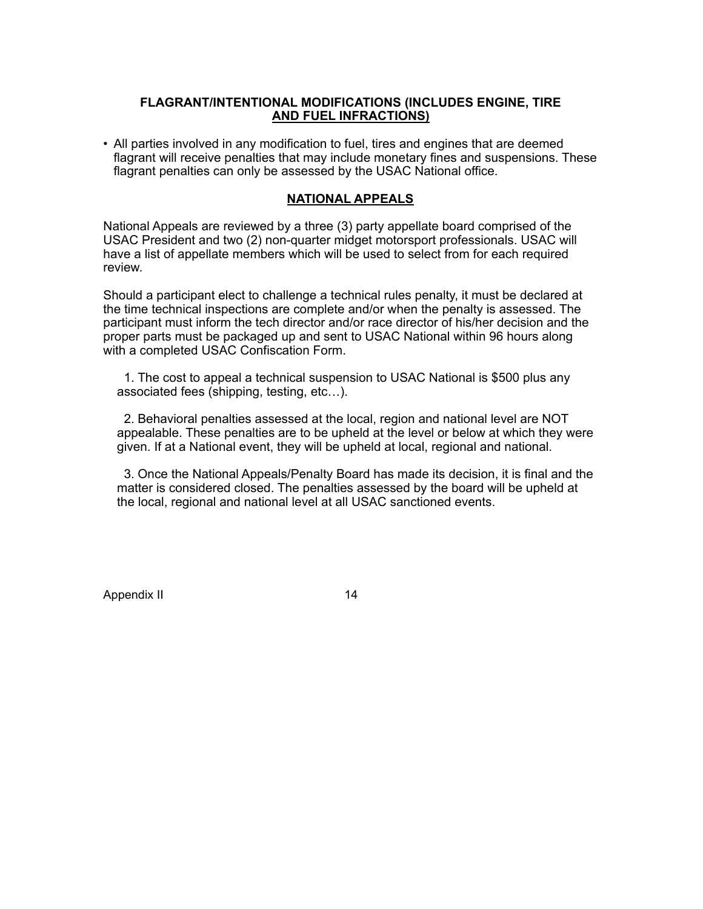## FLAGRANT/INTENTIONAL MODIFICATIONS (INCLUDES ENGINE, TIRE AND FUEL INFRACTIONS)

- All parties involved in any modification to fuel, tires and engines that are deemed flagrant will receive penalties that may include monetary fines and suspensions. These flagrant penalties can only be assessed by the USAC National office.

## NATIONAL APPEALS

National Appeals are reviewed by a three (3) party appellate board comprised of the USAC President and two (2) non-quarter midget motorsport professionals. USAC will have a list of appellate members which will be used to select from for each required review.

Should a participant elect to challenge a technical rules penalty, it must be declared at the time technical inspections are complete and/or when the penalty is assessed. The participant must inform the tech director and/or race director of his/her decision and the proper parts must be packaged up and sent to USAC National within 96 hours along with a completed USAC Confiscation Form.

1. The cost to appeal a technical suspension to USAC National is $500 plus any associated fees (shipping, testing, etc…).

2. Behavioral penalties assessed at the local, region and national level are NOT appealable. These penalties are to be upheld at the level or below at which they were given. If at a National event, they will be upheld at local, regional and national.

3. Once the National Appeals/Penalty Board has made its decision, it is final and the matter is considered closed. The penalties assessed by the board will be upheld at the local, regional and national level at all USAC sanctioned events.